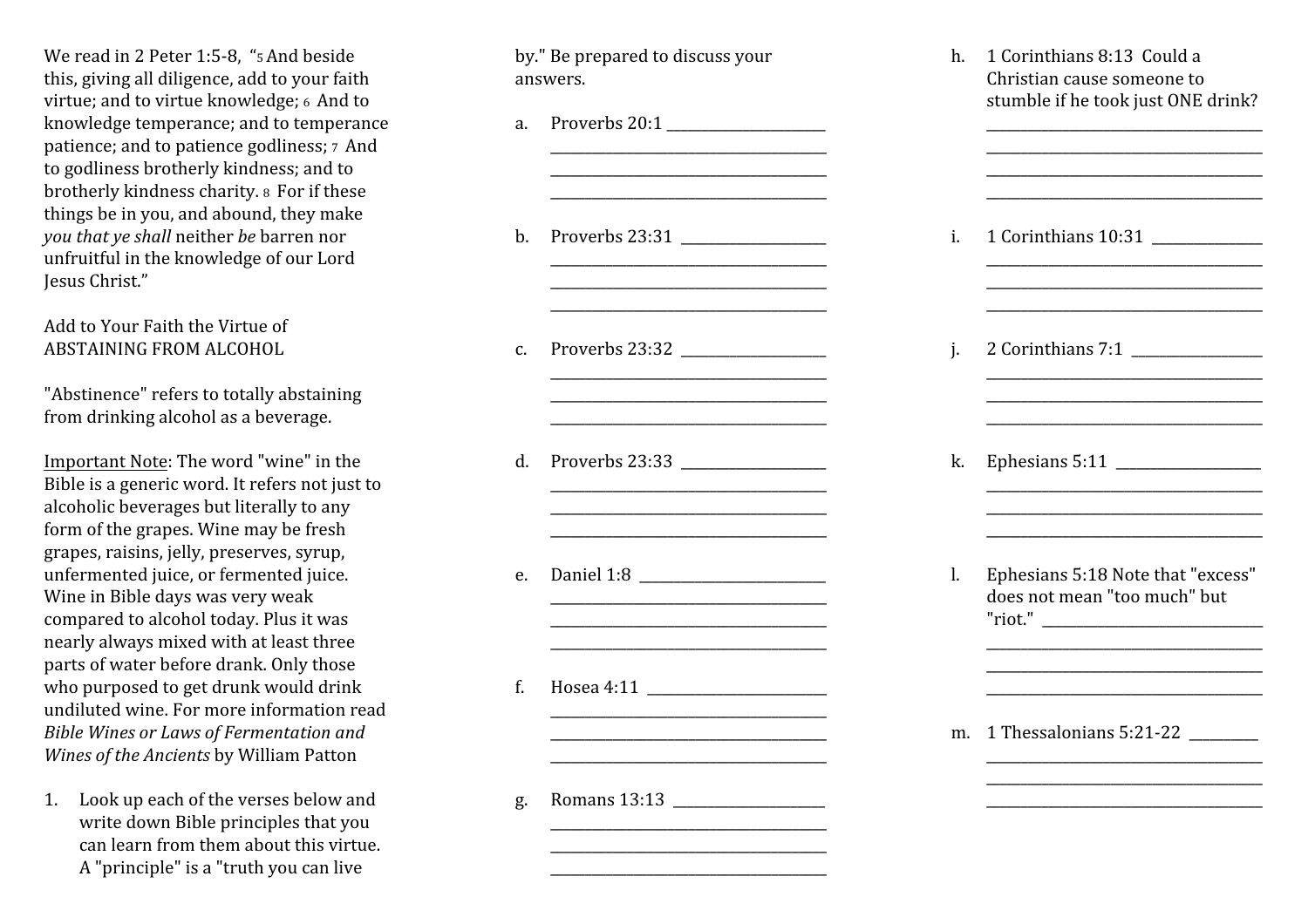We read in 2 Peter 1:5-8, "5 And beside this, giving all diligence, add to your faith virtue; and to virtue knowledge; 6 And to knowledge temperance; and to temperance patience; and to patience godliness; 7 And to godliness brotherly kindness; and to brotherly kindness charity. 8 For if these things be in you, and abound, they make *you that ye shall* neither *be* barren nor unfruitful in the knowledge of our Lord Jesus Christ."

Add to Your Faith the Virtue of ABSTAINING FROM ALCOHOL

"Abstinence" refers to totally abstaining from drinking alcohol as a beverage.

Important Note: The word "wine" in the Bible is a generic word. It refers not just to alcoholic beverages but literally to any form of the grapes. Wine may be fresh grapes, raisins, jelly, preserves, syrup, unfermented juice, or fermented juice. Wine in Bible days was very weak compared to alcohol today. Plus it was nearly always mixed with at least three parts of water before drank. Only those who purposed to get drunk would drink undiluted wine. For more information read *Bible Wines or Laws of Fermentation and Wines of the Ancients* by William Patton

1. Look up each of the verses below and write down Bible principles that you can learn from them about this virtue. A "principle" is a "truth you can live by." Be prepared to discuss your answers.

a. Proverbs 20:1 ____________________
____________________________________
____________________________________
____________________________________

b. Proverbs 23:31 ____________________
____________________________________
____________________________________
____________________________________

c. Proverbs 23:32 ____________________
____________________________________
____________________________________
____________________________________

d. Proverbs 23:33 ____________________
____________________________________
____________________________________
____________________________________

e. Daniel 1:8 ________________________
____________________________________
____________________________________
____________________________________

f. Hosea 4:11 ________________________
____________________________________
____________________________________
____________________________________

g. Romans 13:13 ______________________
____________________________________
____________________________________
____________________________________

h. 1 Corinthians 8:13 Could a Christian cause someone to stumble if he took just ONE drink?
____________________________________
____________________________________
____________________________________
____________________________________

i. 1 Corinthians 10:31 ______________
____________________________________
____________________________________
____________________________________

j. 2 Corinthians 7:1 ________________
____________________________________
____________________________________
____________________________________

k. Ephesians 5:11 __________________
____________________________________
____________________________________
____________________________________

l. Ephesians 5:18 Note that "excess" does not mean "too much" but "riot." ______________________________
____________________________________
____________________________________
____________________________________

m. 1 Thessalonians 5:21-22 _________
____________________________________
____________________________________
____________________________________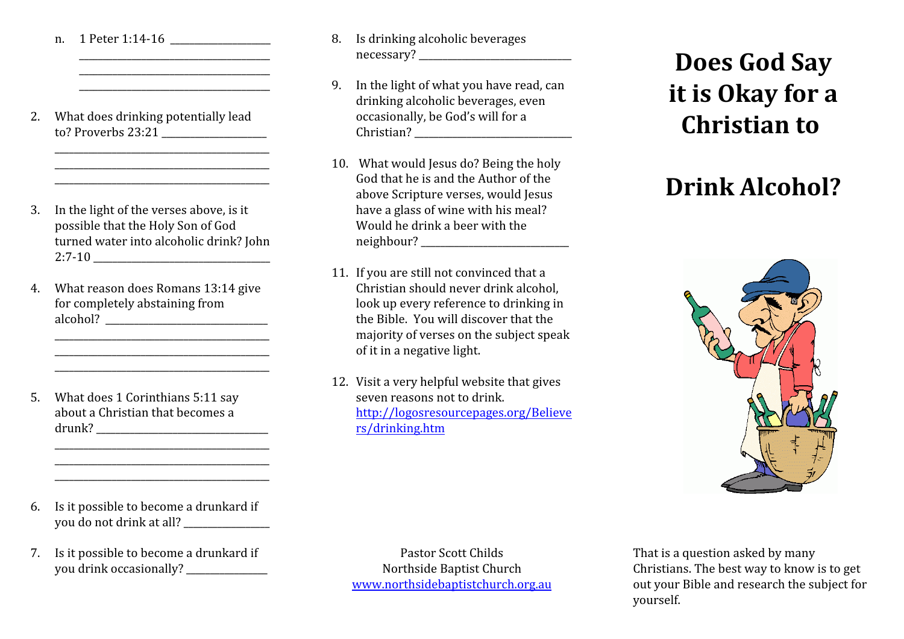n. 1 Peter 1:14-16 ____________________
________________________________________
________________________________________
________________________________________

2. What does drinking potentially lead to? Proverbs 23:21 ____________________
________________________________________
________________________________________
________________________________________

3. In the light of the verses above, is it possible that the Holy Son of God turned water into alcoholic drink? John 2:7-10 ________________________________

4. What reason does Romans 13:14 give for completely abstaining from alcohol? ______________________________
________________________________________
________________________________________
________________________________________

5. What does 1 Corinthians 5:11 say about a Christian that becomes a drunk? ________________________________
________________________________________
________________________________________
________________________________________

6. Is it possible to become a drunkard if you do not drink at all? ________________

7. Is it possible to become a drunkard if you drink occasionally? ________________

8. Is drinking alcoholic beverages necessary? ____________________________

9. In the light of what you have read, can drinking alcoholic beverages, even occasionally, be God's will for a Christian? ______________________________

10. What would Jesus do? Being the holy God that he is and the Author of the above Scripture verses, would Jesus have a glass of wine with his meal? Would he drink a beer with the neighbour? ____________________________

11. If you are still not convinced that a Christian should never drink alcohol, look up every reference to drinking in the Bible. You will discover that the majority of verses on the subject speak of it in a negative light.

12. Visit a very helpful website that gives seven reasons not to drink. [http://logosresourcepages.org/Believers/drinking.htm](http://logosresourcepages.org/Believers/drinking.htm)

Pastor Scott Childs
Northside Baptist Church
[www.northsidebaptistchurch.org.au](http://www.northsidebaptistchurch.org.au)

# Does God Say it is Okay for a Christian to Drink Alcohol?

That is a question asked by many Christians. The best way to know is to get out your Bible and research the subject for yourself.